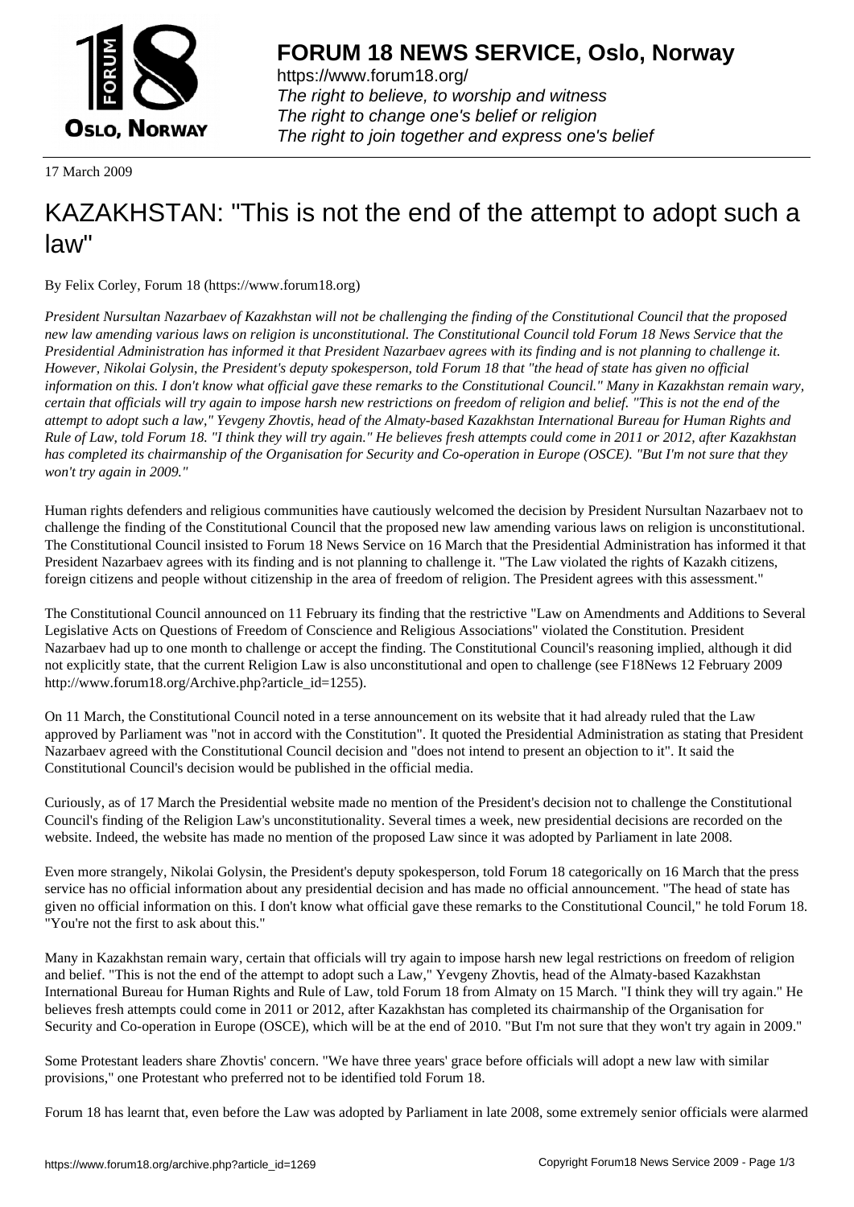**FORUM 18 NEWS SERVICE, Oslo, Norway**

https://www.forum18.org/
*The right to believe, to worship and witness*
*The right to change one's belief or religion*
*The right to join together and express one's belief*

17 March 2009

# KAZAKHSTAN: "This is not the end of the attempt to adopt such a law"

By Felix Corley, Forum 18 (https://www.forum18.org)

*President Nursultan Nazarbaev of Kazakhstan will not be challenging the finding of the Constitutional Council that the proposed new law amending various laws on religion is unconstitutional. The Constitutional Council told Forum 18 News Service that the Presidential Administration has informed it that President Nazarbaev agrees with its finding and is not planning to challenge it. However, Nikolai Golysin, the President's deputy spokesperson, told Forum 18 that "the head of state has given no official information on this. I don't know what official gave these remarks to the Constitutional Council." Many in Kazakhstan remain wary, certain that officials will try again to impose harsh new restrictions on freedom of religion and belief. "This is not the end of the attempt to adopt such a law," Yevgeny Zhovtis, head of the Almaty-based Kazakhstan International Bureau for Human Rights and Rule of Law, told Forum 18. "I think they will try again." He believes fresh attempts could come in 2011 or 2012, after Kazakhstan has completed its chairmanship of the Organisation for Security and Co-operation in Europe (OSCE). "But I'm not sure that they won't try again in 2009."*

Human rights defenders and religious communities have cautiously welcomed the decision by President Nursultan Nazarbaev not to challenge the finding of the Constitutional Council that the proposed new law amending various laws on religion is unconstitutional. The Constitutional Council insisted to Forum 18 News Service on 16 March that the Presidential Administration has informed it that President Nazarbaev agrees with its finding and is not planning to challenge it. "The Law violated the rights of Kazakh citizens, foreign citizens and people without citizenship in the area of freedom of religion. The President agrees with this assessment."

The Constitutional Council announced on 11 February its finding that the restrictive "Law on Amendments and Additions to Several Legislative Acts on Questions of Freedom of Conscience and Religious Associations" violated the Constitution. President Nazarbaev had up to one month to challenge or accept the finding. The Constitutional Council's reasoning implied, although it did not explicitly state, that the current Religion Law is also unconstitutional and open to challenge (see F18News 12 February 2009 http://www.forum18.org/Archive.php?article_id=1255).

On 11 March, the Constitutional Council noted in a terse announcement on its website that it had already ruled that the Law approved by Parliament was "not in accord with the Constitution". It quoted the Presidential Administration as stating that President Nazarbaev agreed with the Constitutional Council decision and "does not intend to present an objection to it". It said the Constitutional Council's decision would be published in the official media.

Curiously, as of 17 March the Presidential website made no mention of the President's decision not to challenge the Constitutional Council's finding of the Religion Law's unconstitutionality. Several times a week, new presidential decisions are recorded on the website. Indeed, the website has made no mention of the proposed Law since it was adopted by Parliament in late 2008.

Even more strangely, Nikolai Golysin, the President's deputy spokesperson, told Forum 18 categorically on 16 March that the press service has no official information about any presidential decision and has made no official announcement. "The head of state has given no official information on this. I don't know what official gave these remarks to the Constitutional Council," he told Forum 18. "You're not the first to ask about this."

Many in Kazakhstan remain wary, certain that officials will try again to impose harsh new legal restrictions on freedom of religion and belief. "This is not the end of the attempt to adopt such a Law," Yevgeny Zhovtis, head of the Almaty-based Kazakhstan International Bureau for Human Rights and Rule of Law, told Forum 18 from Almaty on 15 March. "I think they will try again." He believes fresh attempts could come in 2011 or 2012, after Kazakhstan has completed its chairmanship of the Organisation for Security and Co-operation in Europe (OSCE), which will be at the end of 2010. "But I'm not sure that they won't try again in 2009."

Some Protestant leaders share Zhovtis' concern. "We have three years' grace before officials will adopt a new law with similar provisions," one Protestant who preferred not to be identified told Forum 18.

Forum 18 has learnt that, even before the Law was adopted by Parliament in late 2008, some extremely senior officials were alarmed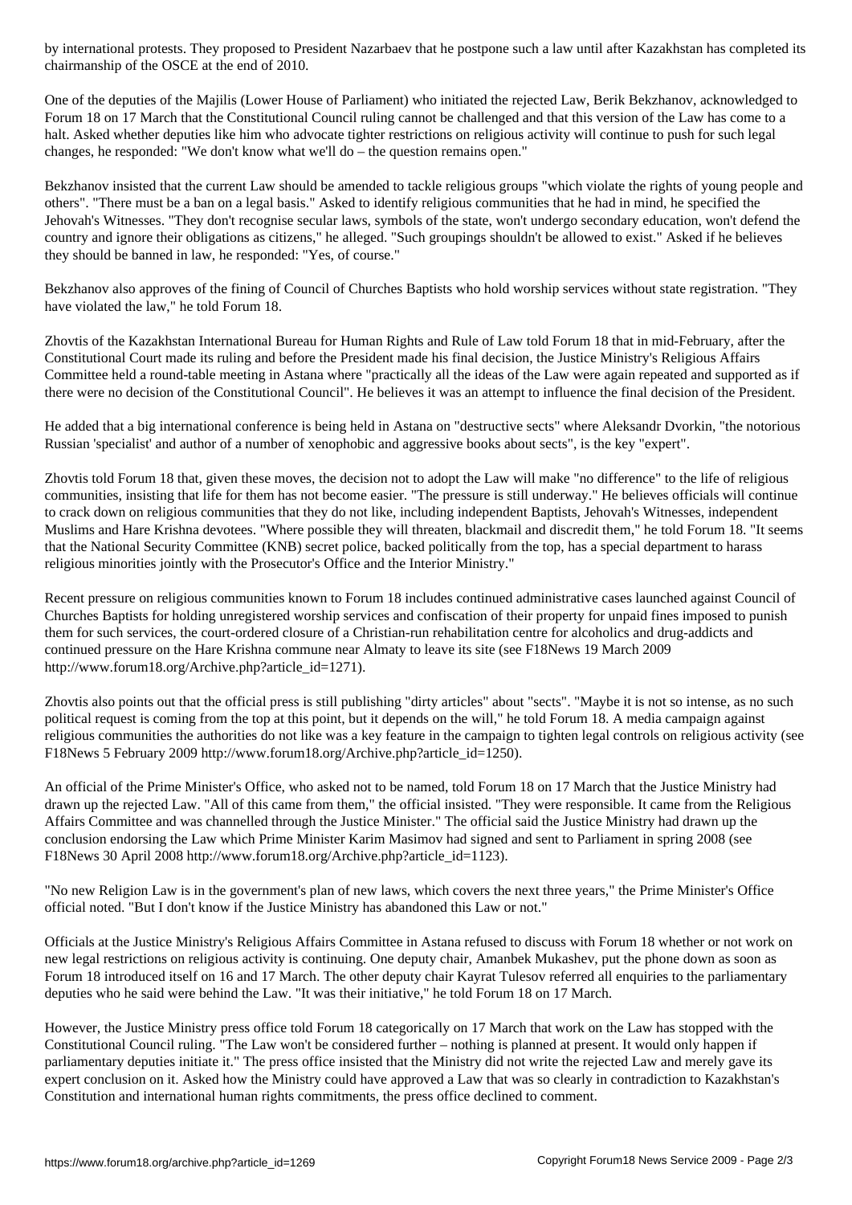by international protests. They proposed to President Nazarbaev that he postpone such a law until after Kazakhstan has completed its chairmanship of the OSCE at the end of 2010.

One of the deputies of the Majilis (Lower House of Parliament) who initiated the rejected Law, Berik Bekzhanov, acknowledged to Forum 18 on 17 March that the Constitutional Council ruling cannot be challenged and that this version of the Law has come to a halt. Asked whether deputies like him who advocate tighter restrictions on religious activity will continue to push for such legal changes, he responded: "We don't know what we'll do – the question remains open."

Bekzhanov insisted that the current Law should be amended to tackle religious groups "which violate the rights of young people and others". "There must be a ban on a legal basis." Asked to identify religious communities that he had in mind, he specified the Jehovah's Witnesses. "They don't recognise secular laws, symbols of the state, won't undergo secondary education, won't defend the country and ignore their obligations as citizens," he alleged. "Such groupings shouldn't be allowed to exist." Asked if he believes they should be banned in law, he responded: "Yes, of course."

Bekzhanov also approves of the fining of Council of Churches Baptists who hold worship services without state registration. "They have violated the law," he told Forum 18.

Zhovtis of the Kazakhstan International Bureau for Human Rights and Rule of Law told Forum 18 that in mid-February, after the Constitutional Court made its ruling and before the President made his final decision, the Justice Ministry's Religious Affairs Committee held a round-table meeting in Astana where "practically all the ideas of the Law were again repeated and supported as if there were no decision of the Constitutional Council". He believes it was an attempt to influence the final decision of the President.

He added that a big international conference is being held in Astana on "destructive sects" where Aleksandr Dvorkin, "the notorious Russian 'specialist' and author of a number of xenophobic and aggressive books about sects", is the key "expert".

Zhovtis told Forum 18 that, given these moves, the decision not to adopt the Law will make "no difference" to the life of religious communities, insisting that life for them has not become easier. "The pressure is still underway." He believes officials will continue to crack down on religious communities that they do not like, including independent Baptists, Jehovah's Witnesses, independent Muslims and Hare Krishna devotees. "Where possible they will threaten, blackmail and discredit them," he told Forum 18. "It seems that the National Security Committee (KNB) secret police, backed politically from the top, has a special department to harass religious minorities jointly with the Prosecutor's Office and the Interior Ministry."

Recent pressure on religious communities known to Forum 18 includes continued administrative cases launched against Council of Churches Baptists for holding unregistered worship services and confiscation of their property for unpaid fines imposed to punish them for such services, the court-ordered closure of a Christian-run rehabilitation centre for alcoholics and drug-addicts and continued pressure on the Hare Krishna commune near Almaty to leave its site (see F18News 19 March 2009 http://www.forum18.org/Archive.php?article_id=1271).

Zhovtis also points out that the official press is still publishing "dirty articles" about "sects". "Maybe it is not so intense, as no such political request is coming from the top at this point, but it depends on the will," he told Forum 18. A media campaign against religious communities the authorities do not like was a key feature in the campaign to tighten legal controls on religious activity (see F18News 5 February 2009 http://www.forum18.org/Archive.php?article_id=1250).

An official of the Prime Minister's Office, who asked not to be named, told Forum 18 on 17 March that the Justice Ministry had drawn up the rejected Law. "All of this came from them," the official insisted. "They were responsible. It came from the Religious Affairs Committee and was channelled through the Justice Minister." The official said the Justice Ministry had drawn up the conclusion endorsing the Law which Prime Minister Karim Masimov had signed and sent to Parliament in spring 2008 (see F18News 30 April 2008 http://www.forum18.org/Archive.php?article_id=1123).

"No new Religion Law is in the government's plan of new laws, which covers the next three years," the Prime Minister's Office official noted. "But I don't know if the Justice Ministry has abandoned this Law or not."

Officials at the Justice Ministry's Religious Affairs Committee in Astana refused to discuss with Forum 18 whether or not work on new legal restrictions on religious activity is continuing. One deputy chair, Amanbek Mukashev, put the phone down as soon as Forum 18 introduced itself on 16 and 17 March. The other deputy chair Kayrat Tulesov referred all enquiries to the parliamentary deputies who he said were behind the Law. "It was their initiative," he told Forum 18 on 17 March.

However, the Justice Ministry press office told Forum 18 categorically on 17 March that work on the Law has stopped with the Constitutional Council ruling. "The Law won't be considered further – nothing is planned at present. It would only happen if parliamentary deputies initiate it." The press office insisted that the Ministry did not write the rejected Law and merely gave its expert conclusion on it. Asked how the Ministry could have approved a Law that was so clearly in contradiction to Kazakhstan's Constitution and international human rights commitments, the press office declined to comment.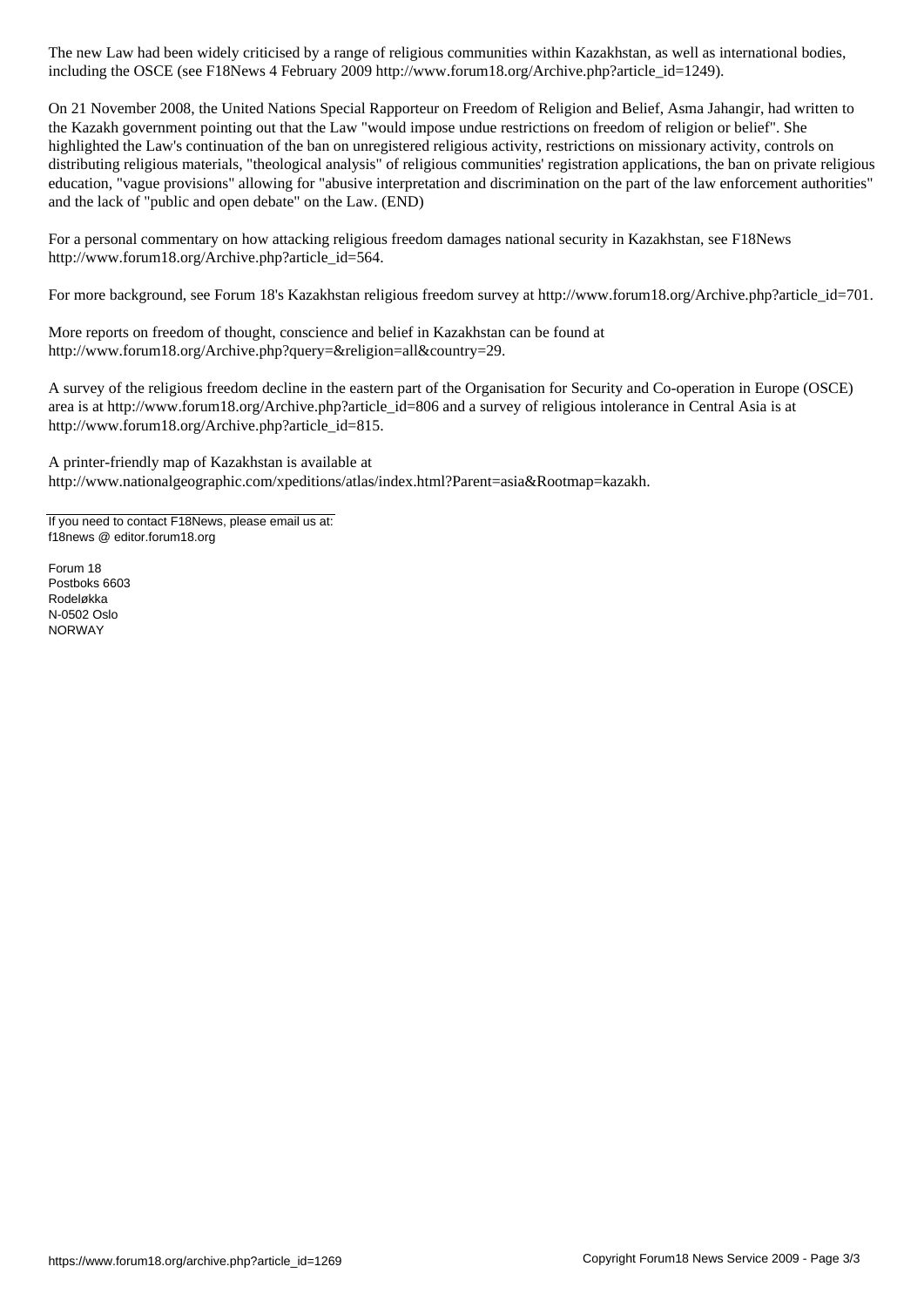The new Law had been widely criticised by a range of religious communities within Kazakhstan, as well as international bodies, including the OSCE (see F18News 4 February 2009 http://www.forum18.org/Archive.php?article_id=1249).

On 21 November 2008, the United Nations Special Rapporteur on Freedom of Religion and Belief, Asma Jahangir, had written to the Kazakh government pointing out that the Law "would impose undue restrictions on freedom of religion or belief". She highlighted the Law's continuation of the ban on unregistered religious activity, restrictions on missionary activity, controls on distributing religious materials, "theological analysis" of religious communities' registration applications, the ban on private religious education, "vague provisions" allowing for "abusive interpretation and discrimination on the part of the law enforcement authorities" and the lack of "public and open debate" on the Law. (END)

For a personal commentary on how attacking religious freedom damages national security in Kazakhstan, see F18News http://www.forum18.org/Archive.php?article_id=564.

For more background, see Forum 18's Kazakhstan religious freedom survey at http://www.forum18.org/Archive.php?article_id=701.

More reports on freedom of thought, conscience and belief in Kazakhstan can be found at http://www.forum18.org/Archive.php?query=&religion=all&country=29.

A survey of the religious freedom decline in the eastern part of the Organisation for Security and Co-operation in Europe (OSCE) area is at http://www.forum18.org/Archive.php?article_id=806 and a survey of religious intolerance in Central Asia is at http://www.forum18.org/Archive.php?article_id=815.

A printer-friendly map of Kazakhstan is available at http://www.nationalgeographic.com/xpeditions/atlas/index.html?Parent=asia&Rootmap=kazakh.

If you need to contact F18News, please email us at:
f18news @ editor.forum18.org

Forum 18
Postboks 6603
Rodeløkka
N-0502 Oslo
NORWAY